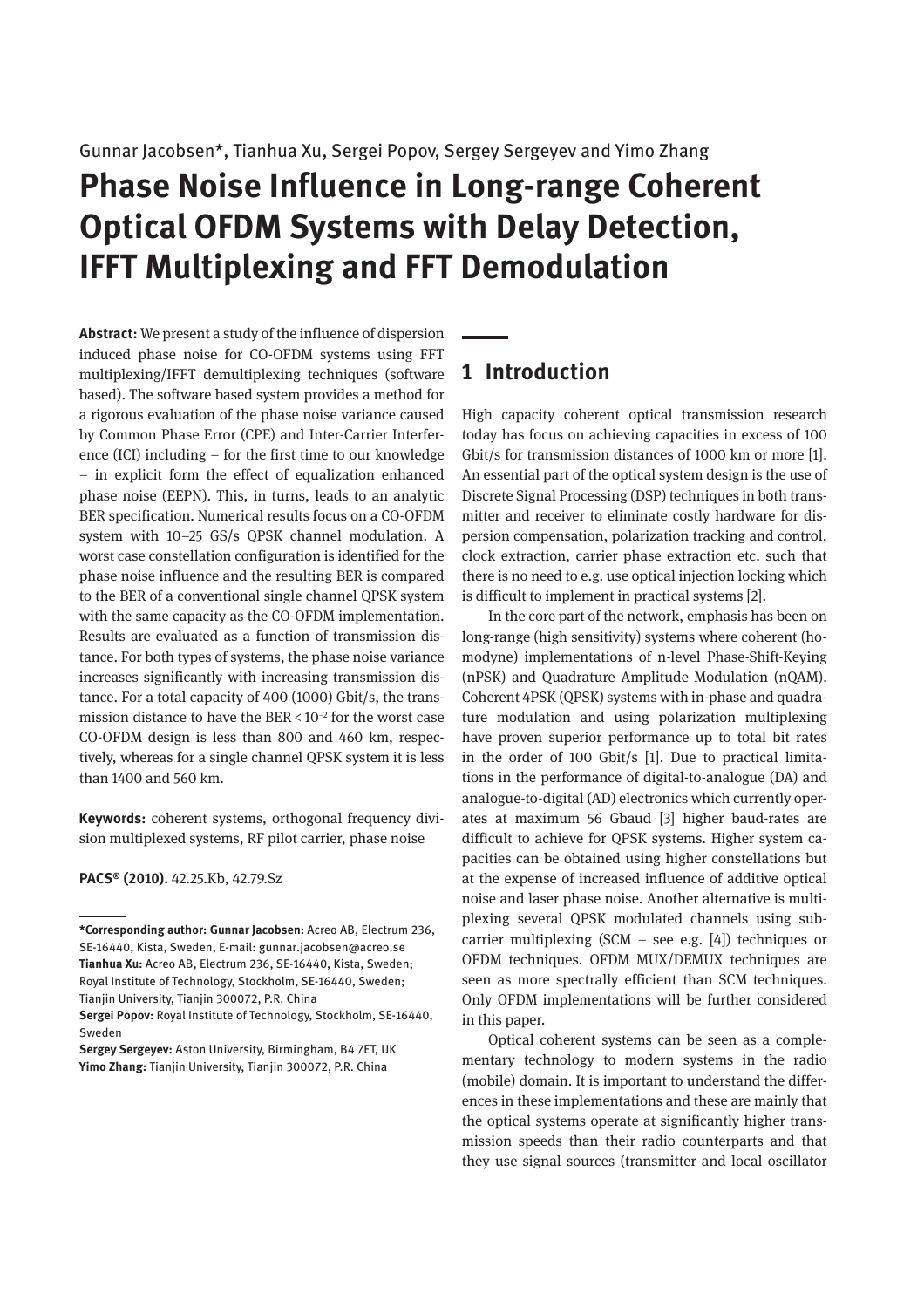Gunnar Jacobsen*, Tianhua Xu, Sergei Popov, Sergey Sergeyev and Yimo Zhang

# Phase Noise Influence in Long-range Coherent Optical OFDM Systems with Delay Detection, IFFT Multiplexing and FFT Demodulation

**Abstract:** We present a study of the influence of dispersion induced phase noise for CO-OFDM systems using FFT multiplexing/IFFT demultiplexing techniques (software based). The software based system provides a method for a rigorous evaluation of the phase noise variance caused by Common Phase Error (CPE) and Inter-Carrier Interference (ICI) including – for the first time to our knowledge – in explicit form the effect of equalization enhanced phase noise (EEPN). This, in turns, leads to an analytic BER specification. Numerical results focus on a CO-OFDM system with 10–25 GS/s QPSK channel modulation. A worst case constellation configuration is identified for the phase noise influence and the resulting BER is compared to the BER of a conventional single channel QPSK system with the same capacity as the CO-OFDM implementation. Results are evaluated as a function of transmission distance. For both types of systems, the phase noise variance increases significantly with increasing transmission distance. For a total capacity of 400 (1000) Gbit/s, the transmission distance to have the BER < $10^{-2}$ for the worst case CO-OFDM design is less than 800 and 460 km, respectively, whereas for a single channel QPSK system it is less than 1400 and 560 km.

**Keywords:** coherent systems, orthogonal frequency division multiplexed systems, RF pilot carrier, phase noise

**PACS® (2010).** 42.25.Kb, 42.79.Sz

**\*Corresponding author: Gunnar Jacobsen:** Acreo AB, Electrum 236, SE-16440, Kista, Sweden, E-mail: gunnar.jacobsen@acreo.se
**Tianhua Xu:** Acreo AB, Electrum 236, SE-16440, Kista, Sweden; Royal Institute of Technology, Stockholm, SE-16440, Sweden; Tianjin University, Tianjin 300072, P.R. China
**Sergei Popov:** Royal Institute of Technology, Stockholm, SE-16440, Sweden
**Sergey Sergeyev:** Aston University, Birmingham, B4 7ET, UK
**Yimo Zhang:** Tianjin University, Tianjin 300072, P.R. China

## 1 Introduction

High capacity coherent optical transmission research today has focus on achieving capacities in excess of 100 Gbit/s for transmission distances of 1000 km or more [1]. An essential part of the optical system design is the use of Discrete Signal Processing (DSP) techniques in both transmitter and receiver to eliminate costly hardware for dispersion compensation, polarization tracking and control, clock extraction, carrier phase extraction etc. such that there is no need to e.g. use optical injection locking which is difficult to implement in practical systems [2].

In the core part of the network, emphasis has been on long-range (high sensitivity) systems where coherent (homodyne) implementations of n-level Phase-Shift-Keying (nPSK) and Quadrature Amplitude Modulation (nQAM). Coherent 4PSK (QPSK) systems with in-phase and quadrature modulation and using polarization multiplexing have proven superior performance up to total bit rates in the order of 100 Gbit/s [1]. Due to practical limitations in the performance of digital-to-analogue (DA) and analogue-to-digital (AD) electronics which currently operates at maximum 56 Gbaud [3] higher baud-rates are difficult to achieve for QPSK systems. Higher system capacities can be obtained using higher constellations but at the expense of increased influence of additive optical noise and laser phase noise. Another alternative is multiplexing several QPSK modulated channels using subcarrier multiplexing (SCM – see e.g. [4]) techniques or OFDM techniques. OFDM MUX/DEMUX techniques are seen as more spectrally efficient than SCM techniques. Only OFDM implementations will be further considered in this paper.

Optical coherent systems can be seen as a complementary technology to modern systems in the radio (mobile) domain. It is important to understand the differences in these implementations and these are mainly that the optical systems operate at significantly higher transmission speeds than their radio counterparts and that they use signal sources (transmitter and local oscillator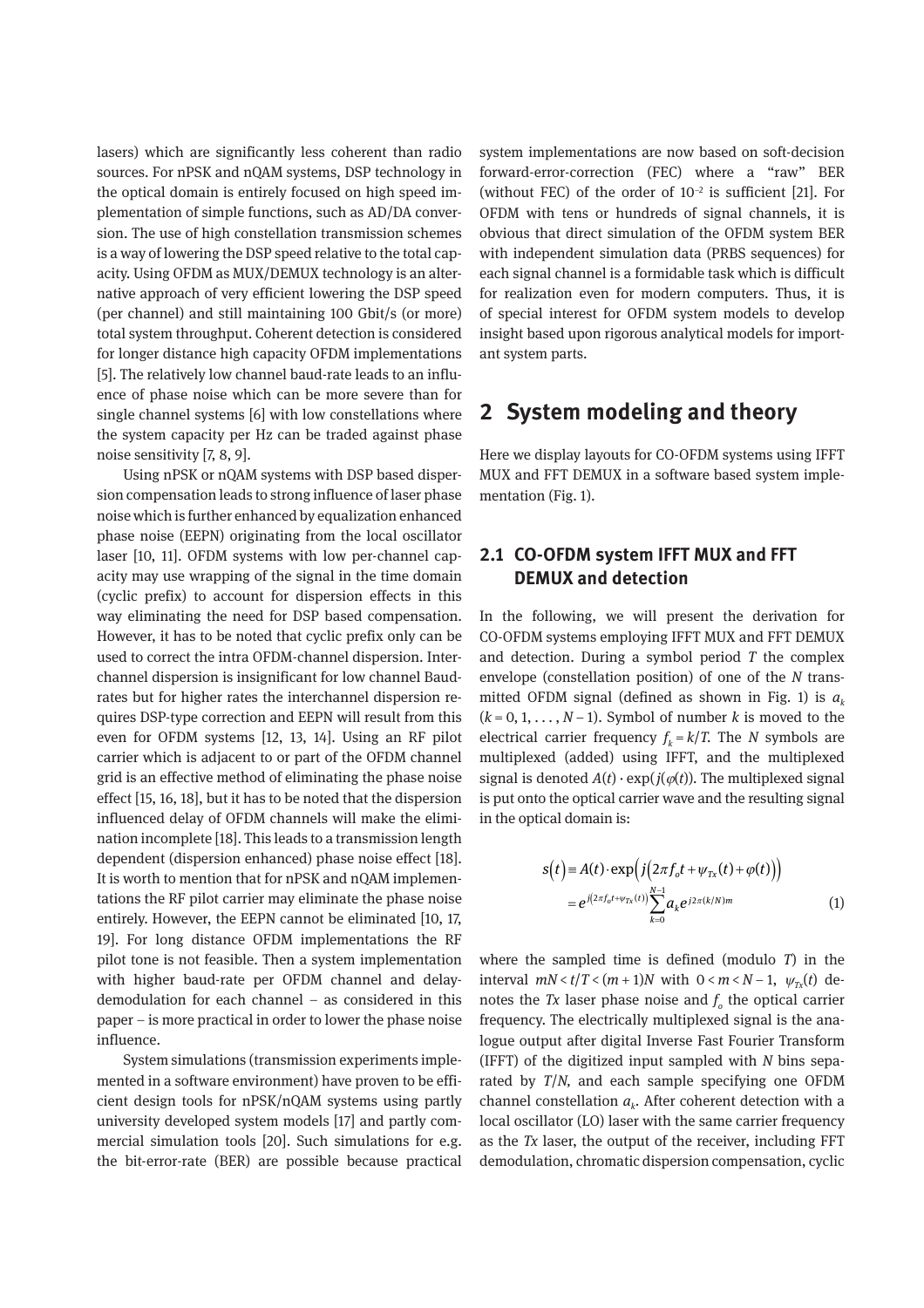lasers) which are significantly less coherent than radio sources. For nPSK and nQAM systems, DSP technology in the optical domain is entirely focused on high speed implementation of simple functions, such as AD/DA conversion. The use of high constellation transmission schemes is a way of lowering the DSP speed relative to the total capacity. Using OFDM as MUX/DEMUX technology is an alternative approach of very efficient lowering the DSP speed (per channel) and still maintaining 100 Gbit/s (or more) total system throughput. Coherent detection is considered for longer distance high capacity OFDM implementations [5]. The relatively low channel baud-rate leads to an influence of phase noise which can be more severe than for single channel systems [6] with low constellations where the system capacity per Hz can be traded against phase noise sensitivity [7, 8, 9].

Using nPSK or nQAM systems with DSP based dispersion compensation leads to strong influence of laser phase noise which is further enhanced by equalization enhanced phase noise (EEPN) originating from the local oscillator laser [10, 11]. OFDM systems with low per-channel capacity may use wrapping of the signal in the time domain (cyclic prefix) to account for dispersion effects in this way eliminating the need for DSP based compensation. However, it has to be noted that cyclic prefix only can be used to correct the intra OFDM-channel dispersion. Interchannel dispersion is insignificant for low channel Baud-rates but for higher rates the interchannel dispersion requires DSP-type correction and EEPN will result from this even for OFDM systems [12, 13, 14]. Using an RF pilot carrier which is adjacent to or part of the OFDM channel grid is an effective method of eliminating the phase noise effect [15, 16, 18], but it has to be noted that the dispersion influenced delay of OFDM channels will make the elimination incomplete [18]. This leads to a transmission length dependent (dispersion enhanced) phase noise effect [18]. It is worth to mention that for nPSK and nQAM implementations the RF pilot carrier may eliminate the phase noise entirely. However, the EEPN cannot be eliminated [10, 17, 19]. For long distance OFDM implementations the RF pilot tone is not feasible. Then a system implementation with higher baud-rate per OFDM channel and delay-demodulation for each channel – as considered in this paper – is more practical in order to lower the phase noise influence.

System simulations (transmission experiments implemented in a software environment) have proven to be efficient design tools for nPSK/nQAM systems using partly university developed system models [17] and partly commercial simulation tools [20]. Such simulations for e.g. the bit-error-rate (BER) are possible because practical system implementations are now based on soft-decision forward-error-correction (FEC) where a “raw” BER (without FEC) of the order of $10^{-2}$ is sufficient [21]. For OFDM with tens or hundreds of signal channels, it is obvious that direct simulation of the OFDM system BER with independent simulation data (PRBS sequences) for each signal channel is a formidable task which is difficult for realization even for modern computers. Thus, it is of special interest for OFDM system models to develop insight based upon rigorous analytical models for important system parts.

## 2 System modeling and theory

Here we display layouts for CO-OFDM systems using IFFT MUX and FFT DEMUX in a software based system implementation (Fig. 1).

### 2.1 CO-OFDM system IFFT MUX and FFT DEMUX and detection

In the following, we will present the derivation for CO-OFDM systems employing IFFT MUX and FFT DEMUX and detection. During a symbol period $T$ the complex envelope (constellation position) of one of the $N$ transmitted OFDM signal (defined as shown in Fig. 1) is $a_k$ ($k = 0, 1, \ldots, N-1$). Symbol of number $k$ is moved to the electrical carrier frequency $f_k = k/T$. The $N$ symbols are multiplexed (added) using IFFT, and the multiplexed signal is denoted $A(t) \cdot \exp(j(\varphi(t))$. The multiplexed signal is put onto the optical carrier wave and the resulting signal in the optical domain is:

$$
\begin{aligned}
s(t) &\equiv A(t) \cdot \exp\left(j\left(2\pi f_o t + \psi_{Tx}(t) + \varphi(t)\right)\right) \\
&= e^{j(2\pi f_o t + \psi_{Tx}(t))} \sum_{k=0}^{N-1} a_k e^{j2\pi(k/N)m}
\end{aligned}
\tag{1}
$$

where the sampled time is defined (modulo $T$) in the interval $mN < t/T < (m+1)N$ with $0 < m < N-1$, $\psi_{Tx}(t)$ denotes the $Tx$ laser phase noise and $f_o$ the optical carrier frequency. The electrically multiplexed signal is the analogue output after digital Inverse Fast Fourier Transform (IFFT) of the digitized input sampled with $N$ bins separated by $T/N$, and each sample specifying one OFDM channel constellation $a_k$. After coherent detection with a local oscillator (LO) laser with the same carrier frequency as the $Tx$ laser, the output of the receiver, including FFT demodulation, chromatic dispersion compensation, cyclic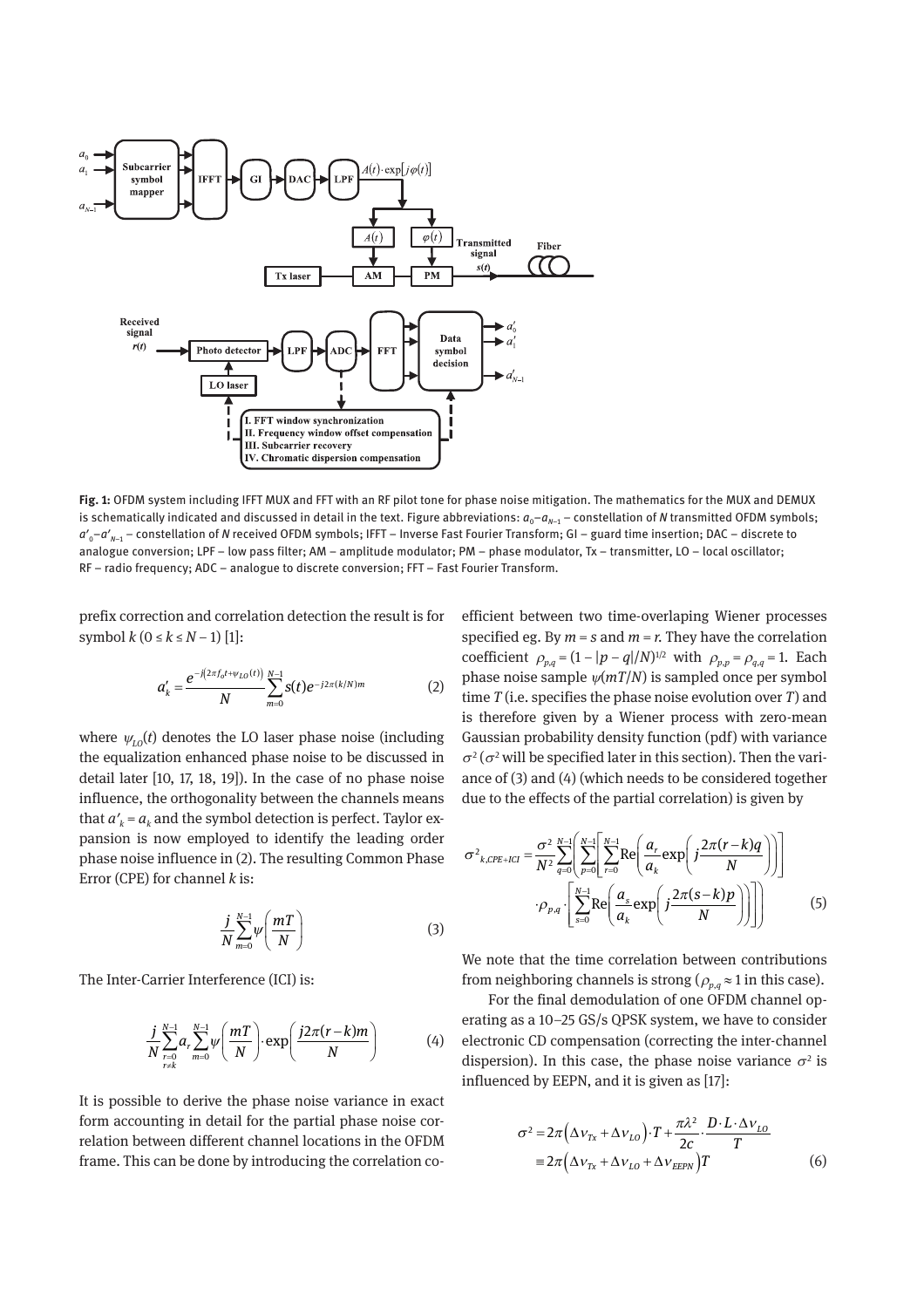**Fig. 1:** OFDM system including IFFT MUX and FFT with an RF pilot tone for phase noise mitigation. The mathematics for the MUX and DEMUX is schematically indicated and discussed in detail in the text. Figure abbreviations: $a_0$–$a_{N-1}$ – constellation of *N* transmitted OFDM symbols; $a'_0$–$a'_{N-1}$ – constellation of *N* received OFDM symbols; IFFT – Inverse Fast Fourier Transform; GI – guard time insertion; DAC – discrete to analogue conversion; LPF – low pass filter; AM – amplitude modulator; PM – phase modulator, Tx – transmitter, LO – local oscillator; RF – radio frequency; ADC – analogue to discrete conversion; FFT – Fast Fourier Transform.

prefix correction and correlation detection the result is for symbol $k$ ($0 \le k \le N-1$) [1]:

$$a'_k = \frac{e^{-j\left(2\pi f_0 t + \psi_{LO}(t)\right)}}{N} \sum_{m=0}^{N-1} s(t) e^{-j2\pi(k/N)m} \tag{2}$$

where $\psi_{LO}(t)$ denotes the LO laser phase noise (including the equalization enhanced phase noise to be discussed in detail later [10, 17, 18, 19]). In the case of no phase noise influence, the orthogonality between the channels means that $a'_k = a_k$ and the symbol detection is perfect. Taylor expansion is now employed to identify the leading order phase noise influence in (2). The resulting Common Phase Error (CPE) for channel $k$ is:

$$\frac{j}{N} \sum_{m=0}^{N-1} \psi\left(\frac{mT}{N}\right) \tag{3}$$

The Inter-Carrier Interference (ICI) is:

$$\frac{j}{N} \sum_{\substack{r=0 \\ r \neq k}}^{N-1} a_r \sum_{m=0}^{N-1} \psi\left(\frac{mT}{N}\right) \cdot \exp\left(\frac{j2\pi(r-k)m}{N}\right) \tag{4}$$

It is possible to derive the phase noise variance in exact form accounting in detail for the partial phase noise correlation between different channel locations in the OFDM frame. This can be done by introducing the correlation coefficient between two time-overlaping Wiener processes specified eg. By $m = s$ and $m = r$. They have the correlation coefficient $\rho_{p,q} = (1 - |p-q|/N)^{1/2}$ with $\rho_{p,p} = \rho_{q,q} = 1$. Each phase noise sample $\psi(mT/N)$ is sampled once per symbol time $T$ (i.e. specifies the phase noise evolution over $T$) and is therefore given by a Wiener process with zero-mean Gaussian probability density function (pdf) with variance $\sigma^2$ ($\sigma^2$ will be specified later in this section). Then the variance of (3) and (4) (which needs to be considered together due to the effects of the partial correlation) is given by

$$\sigma^2_{k,CPE+ICI} = \frac{\sigma^2}{N^2} \sum_{q=0}^{N-1} \left( \sum_{p=0}^{N-1} \left[ \sum_{r=0}^{N-1} \mathrm{Re}\left( \frac{a_r}{a_k} \exp\left( j\frac{2\pi(r-k)q}{N} \right) \right) \right] \cdot \rho_{p,q} \cdot \left[ \sum_{s=0}^{N-1} \mathrm{Re}\left( \frac{a_s}{a_k} \exp\left( j\frac{2\pi(s-k)p}{N} \right) \right) \right] \right) \tag{5}$$

We note that the time correlation between contributions from neighboring channels is strong ($\rho_{p,q} \approx 1$ in this case).

For the final demodulation of one OFDM channel operating as a 10–25 GS/s QPSK system, we have to consider electronic CD compensation (correcting the inter-channel dispersion). In this case, the phase noise variance $\sigma^2$ is influenced by EEPN, and it is given as [17]:

$$\begin{aligned} \sigma^2 &= 2\pi\left(\Delta\nu_{Tx} + \Delta\nu_{LO}\right) \cdot T + \frac{\pi\lambda^2}{2c} \cdot \frac{D \cdot L \cdot \Delta\nu_{LO}}{T} \\ &\equiv 2\pi\left(\Delta\nu_{Tx} + \Delta\nu_{LO} + \Delta\nu_{EEPN}\right) T \end{aligned} \tag{6}$$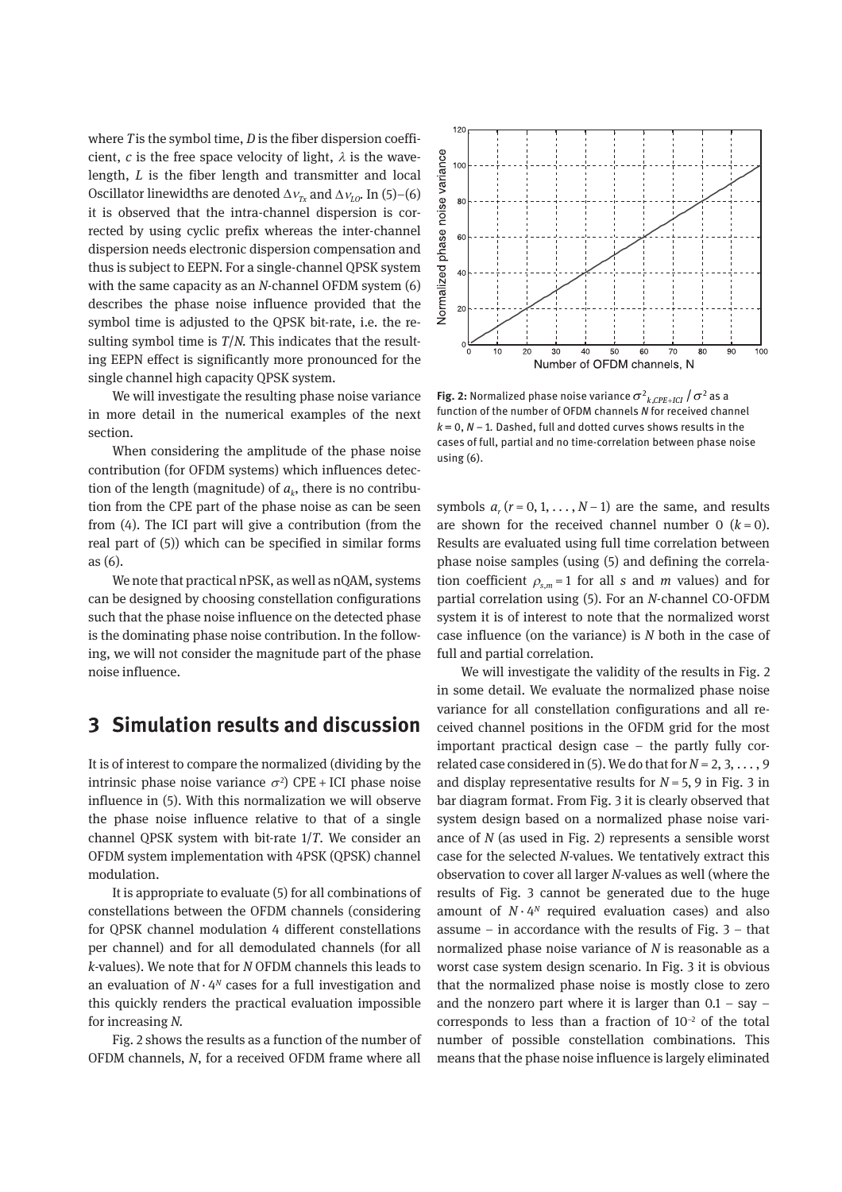where $T$ is the symbol time, $D$ is the fiber dispersion coefficient, $c$ is the free space velocity of light, $\lambda$ is the wavelength, $L$ is the fiber length and transmitter and local Oscillator linewidths are denoted $\Delta\nu_{Tx}$ and $\Delta\nu_{LO}$. In (5)–(6) it is observed that the intra-channel dispersion is corrected by using cyclic prefix whereas the inter-channel dispersion needs electronic dispersion compensation and thus is subject to EEPN. For a single-channel QPSK system with the same capacity as an $N$-channel OFDM system (6) describes the phase noise influence provided that the symbol time is adjusted to the QPSK bit-rate, i.e. the resulting symbol time is $T/N$. This indicates that the resulting EEPN effect is significantly more pronounced for the single channel high capacity QPSK system.

We will investigate the resulting phase noise variance in more detail in the numerical examples of the next section.

When considering the amplitude of the phase noise contribution (for OFDM systems) which influences detection of the length (magnitude) of $a_k$, there is no contribution from the CPE part of the phase noise as can be seen from (4). The ICI part will give a contribution (from the real part of (5)) which can be specified in similar forms as (6).

We note that practical nPSK, as well as nQAM, systems can be designed by choosing constellation configurations such that the phase noise influence on the detected phase is the dominating phase noise contribution. In the following, we will not consider the magnitude part of the phase noise influence.

## 3 Simulation results and discussion

It is of interest to compare the normalized (dividing by the intrinsic phase noise variance $\sigma^2$) CPE + ICI phase noise influence in (5). With this normalization we will observe the phase noise influence relative to that of a single channel QPSK system with bit-rate $1/T$. We consider an OFDM system implementation with 4PSK (QPSK) channel modulation.

It is appropriate to evaluate (5) for all combinations of constellations between the OFDM channels (considering for QPSK channel modulation 4 different constellations per channel) and for all demodulated channels (for all $k$-values). We note that for $N$ OFDM channels this leads to an evaluation of $N \cdot 4^N$ cases for a full investigation and this quickly renders the practical evaluation impossible for increasing $N$.

Fig. 2 shows the results as a function of the number of OFDM channels, $N$, for a received OFDM frame where all symbols $a_r$ ($r = 0, 1, \ldots, N-1$) are the same, and results are shown for the received channel number 0 ($k = 0$). Results are evaluated using full time correlation between phase noise samples (using (5) and defining the correlation coefficient $\rho_{s,m} = 1$ for all $s$ and $m$ values) and for partial correlation using (5). For an $N$-channel CO-OFDM system it is of interest to note that the normalized worst case influence (on the variance) is $N$ both in the case of full and partial correlation.

**Fig. 2:** Normalized phase noise variance $\sigma^2_{k,CPE+ICI}/\sigma^2$ as a function of the number of OFDM channels $N$ for received channel $k = 0, N-1$. Dashed, full and dotted curves shows results in the cases of full, partial and no time-correlation between phase noise using (6).

We will investigate the validity of the results in Fig. 2 in some detail. We evaluate the normalized phase noise variance for all constellation configurations and all received channel positions in the OFDM grid for the most important practical design case – the partly fully correlated case considered in (5). We do that for $N = 2, 3, \ldots, 9$ and display representative results for $N = 5, 9$ in Fig. 3 in bar diagram format. From Fig. 3 it is clearly observed that system design based on a normalized phase noise variance of $N$ (as used in Fig. 2) represents a sensible worst case for the selected $N$-values. We tentatively extract this observation to cover all larger $N$-values as well (where the results of Fig. 3 cannot be generated due to the huge amount of $N \cdot 4^N$ required evaluation cases) and also assume – in accordance with the results of Fig. 3 – that normalized phase noise variance of $N$ is reasonable as a worst case system design scenario. In Fig. 3 it is obvious that the normalized phase noise is mostly close to zero and the nonzero part where it is larger than 0.1 – say – corresponds to less than a fraction of $10^{-2}$ of the total number of possible constellation combinations. This means that the phase noise influence is largely eliminated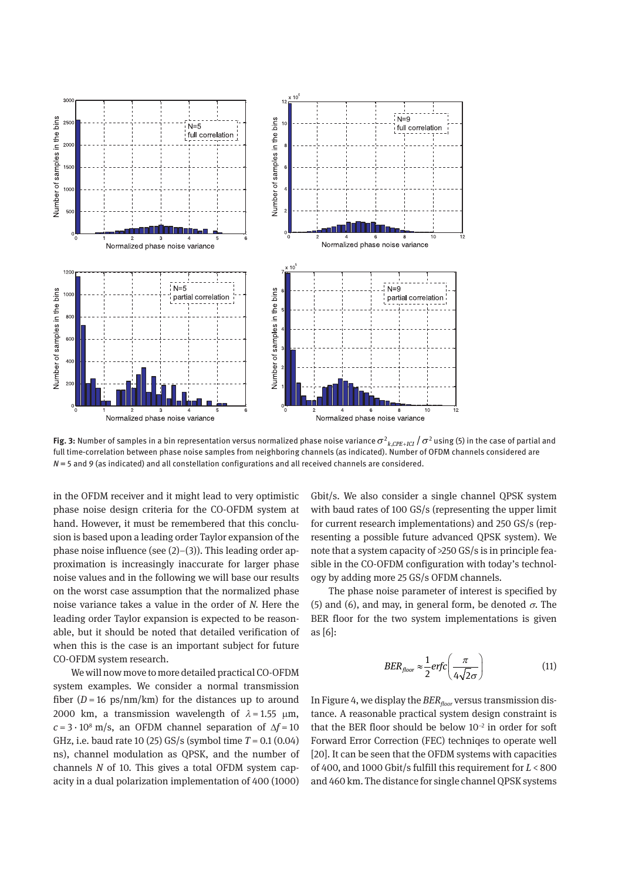**Fig. 3:** Number of samples in a bin representation versus normalized phase noise variance $\sigma^2_{k,CPE+ICI} / \sigma^2$ using (5) in the case of partial and full time-correlation between phase noise samples from neighboring channels (as indicated). Number of OFDM channels considered are $N = 5$ and 9 (as indicated) and all constellation configurations and all received channels are considered.

in the OFDM receiver and it might lead to very optimistic phase noise design criteria for the CO-OFDM system at hand. However, it must be remembered that this conclusion is based upon a leading order Taylor expansion of the phase noise influence (see (2)–(3)). This leading order approximation is increasingly inaccurate for larger phase noise values and in the following we will base our results on the worst case assumption that the normalized phase noise variance takes a value in the order of $N$. Here the leading order Taylor expansion is expected to be reasonable, but it should be noted that detailed verification of when this is the case is an important subject for future CO-OFDM system research.

We will now move to more detailed practical CO-OFDM system examples. We consider a normal transmission fiber ($D = 16$ ps/nm/km) for the distances up to around 2000 km, a transmission wavelength of $\lambda = 1.55$ μm, $c = 3 \cdot 10^8$ m/s, an OFDM channel separation of $\Delta f = 10$ GHz, i.e. baud rate 10 (25) GS/s (symbol time $T = 0.1$ (0.04) ns), channel modulation as QPSK, and the number of channels $N$ of 10. This gives a total OFDM system capacity in a dual polarization implementation of 400 (1000) Gbit/s. We also consider a single channel QPSK system with baud rates of 100 GS/s (representing the upper limit for current research implementations) and 250 GS/s (representing a possible future advanced QPSK system). We note that a system capacity of >250 GS/s is in principle feasible in the CO-OFDM configuration with today's technology by adding more 25 GS/s OFDM channels.

The phase noise parameter of interest is specified by (5) and (6), and may, in general form, be denoted $\sigma$. The BER floor for the two system implementations is given as [6]:

$$BER_{floor} \approx \frac{1}{2} erfc\left(\frac{\pi}{4\sqrt{2}\sigma}\right) \tag{11}$$

In Figure 4, we display the $BER_{floor}$ versus transmission distance. A reasonable practical system design constraint is that the BER floor should be below $10^{-2}$ in order for soft Forward Error Correction (FEC) techniqes to operate well [20]. It can be seen that the OFDM systems with capacities of 400, and 1000 Gbit/s fulfill this requirement for $L < 800$ and 460 km. The distance for single channel QPSK systems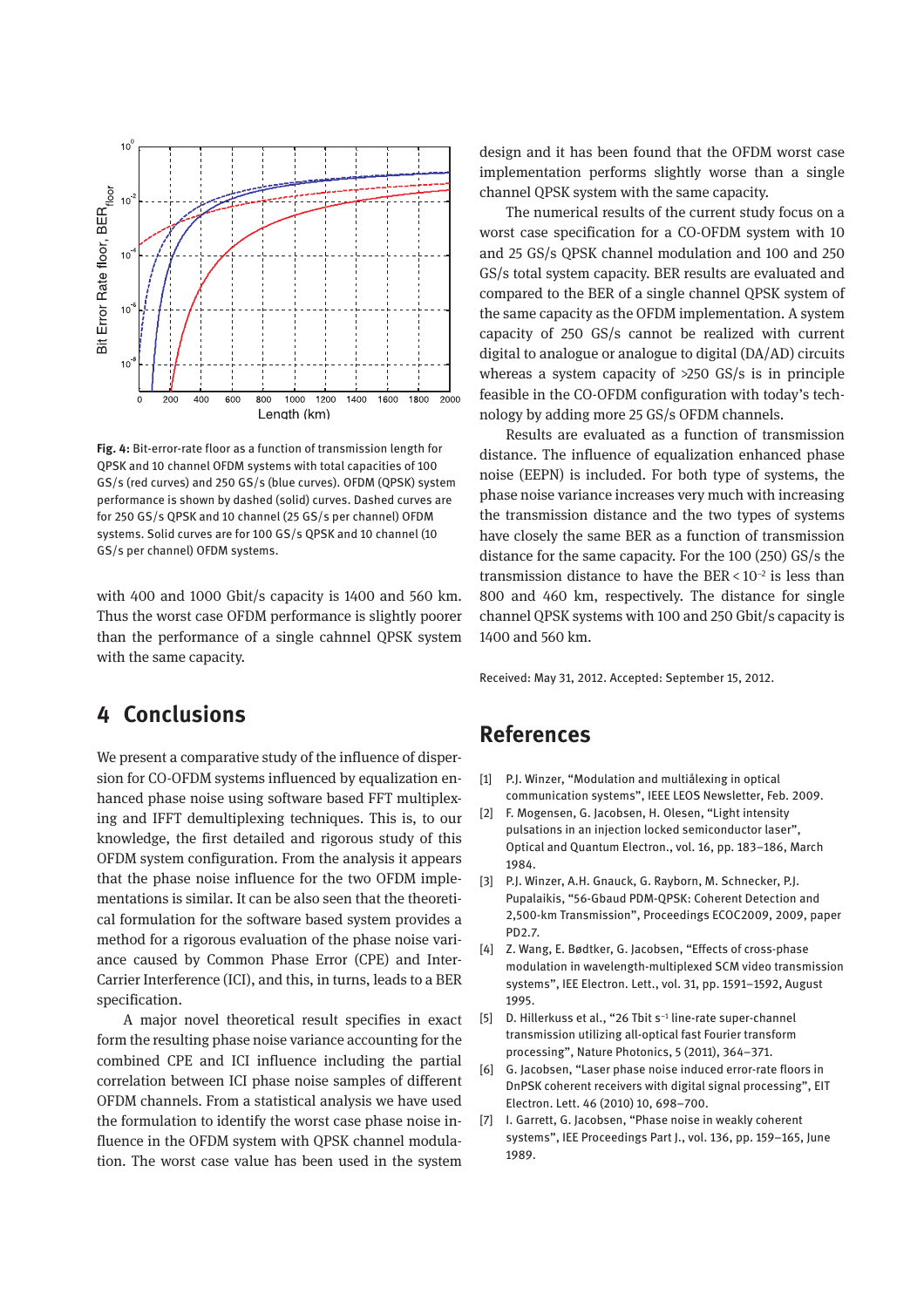Bit Error Rate floor, $BER_{floor}$

$10^{0}$

$10^{-2}$

$10^{-4}$

$10^{-6}$

$10^{-8}$

0 200 400 600 800 1000 1200 1400 1600 1800 2000

Length (km)

**Fig. 4:** Bit-error-rate floor as a function of transmission length for QPSK and 10 channel OFDM systems with total capacities of 100 GS/s (red curves) and 250 GS/s (blue curves). OFDM (QPSK) system performance is shown by dashed (solid) curves. Dashed curves are for 250 GS/s QPSK and 10 channel (25 GS/s per channel) OFDM systems. Solid curves are for 100 GS/s QPSK and 10 channel (10 GS/s per channel) OFDM systems.

with 400 and 1000 Gbit/s capacity is 1400 and 560 km. Thus the worst case OFDM performance is slightly poorer than the performance of a single cahnnel QPSK system with the same capacity.

## 4 Conclusions

We present a comparative study of the influence of dispersion for CO-OFDM systems influenced by equalization enhanced phase noise using software based FFT multiplexing and IFFT demultiplexing techniques. This is, to our knowledge, the first detailed and rigorous study of this OFDM system configuration. From the analysis it appears that the phase noise influence for the two OFDM implementations is similar. It can be also seen that the theoretical formulation for the software based system provides a method for a rigorous evaluation of the phase noise variance caused by Common Phase Error (CPE) and Inter-Carrier Interference (ICI), and this, in turns, leads to a BER specification.

A major novel theoretical result specifies in exact form the resulting phase noise variance accounting for the combined CPE and ICI influence including the partial correlation between ICI phase noise samples of different OFDM channels. From a statistical analysis we have used the formulation to identify the worst case phase noise influence in the OFDM system with QPSK channel modulation. The worst case value has been used in the system design and it has been found that the OFDM worst case implementation performs slightly worse than a single channel QPSK system with the same capacity.

The numerical results of the current study focus on a worst case specification for a CO-OFDM system with 10 and 25 GS/s QPSK channel modulation and 100 and 250 GS/s total system capacity. BER results are evaluated and compared to the BER of a single channel QPSK system of the same capacity as the OFDM implementation. A system capacity of 250 GS/s cannot be realized with current digital to analogue or analogue to digital (DA/AD) circuits whereas a system capacity of >250 GS/s is in principle feasible in the CO-OFDM configuration with today's technology by adding more 25 GS/s OFDM channels.

Results are evaluated as a function of transmission distance. The influence of equalization enhanced phase noise (EEPN) is included. For both type of systems, the phase noise variance increases very much with increasing the transmission distance and the two types of systems have closely the same BER as a function of transmission distance for the same capacity. For the 100 (250) GS/s the transmission distance to have the BER < $10^{-2}$ is less than 800 and 460 km, respectively. The distance for single channel QPSK systems with 100 and 250 Gbit/s capacity is 1400 and 560 km.

Received: May 31, 2012. Accepted: September 15, 2012.

## References

[1] P.J. Winzer, "Modulation and multiålexing in optical communication systems", IEEE LEOS Newsletter, Feb. 2009.

[2] F. Mogensen, G. Jacobsen, H. Olesen, "Light intensity pulsations in an injection locked semiconductor laser", Optical and Quantum Electron., vol. 16, pp. 183–186, March 1984.

[3] P.J. Winzer, A.H. Gnauck, G. Rayborn, M. Schnecker, P.J. Pupalaikis, "56-Gbaud PDM-QPSK: Coherent Detection and 2,500-km Transmission", Proceedings ECOC2009, 2009, paper PD2.7.

[4] Z. Wang, E. Bødtker, G. Jacobsen, "Effects of cross-phase modulation in wavelength-multiplexed SCM video transmission systems", IEE Electron. Lett., vol. 31, pp. 1591–1592, August 1995.

[5] D. Hillerkuss et al., "26 Tbit $s^{-1}$ line-rate super-channel transmission utilizing all-optical fast Fourier transform processing", Nature Photonics, 5 (2011), 364–371.

[6] G. Jacobsen, "Laser phase noise induced error-rate floors in DnPSK coherent receivers with digital signal processing", EIT Electron. Lett. 46 (2010) 10, 698–700.

[7] I. Garrett, G. Jacobsen, "Phase noise in weakly coherent systems", IEE Proceedings Part J., vol. 136, pp. 159–165, June 1989.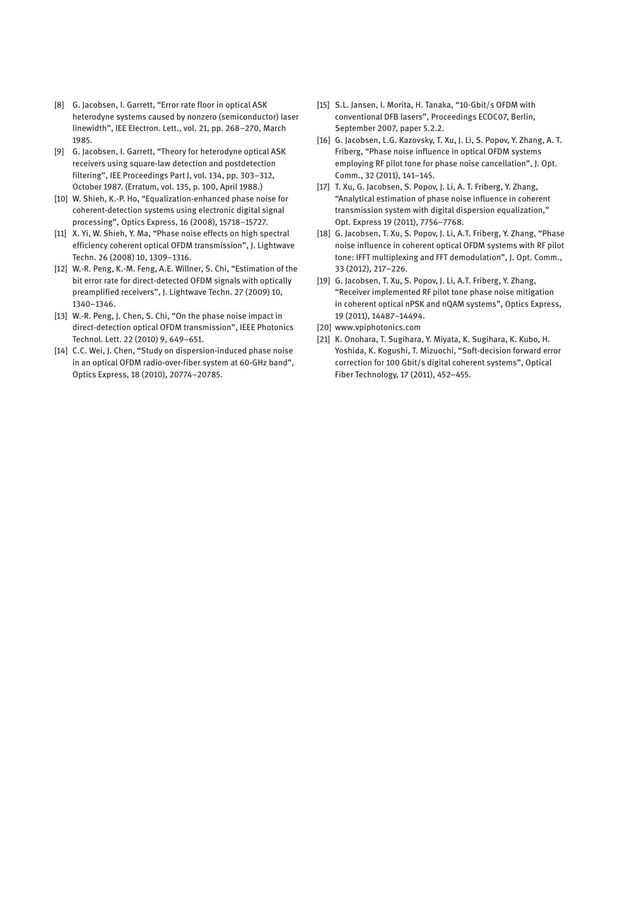[8] G. Jacobsen, I. Garrett, "Error rate floor in optical ASK heterodyne systems caused by nonzero (semiconductor) laser linewidth", IEE Electron. Lett., vol. 21, pp. 268–270, March 1985.

[9] G. Jacobsen, I. Garrett, "Theory for heterodyne optical ASK receivers using square-law detection and postdetection filtering", IEE Proceedings Part J, vol. 134, pp. 303–312, October 1987. (Erratum, vol. 135, p. 100, April 1988.)

[10] W. Shieh, K.-P. Ho, "Equalization-enhanced phase noise for coherent-detection systems using electronic digital signal processing", Optics Express, 16 (2008), 15718–15727.

[11] X. Yi, W. Shieh, Y. Ma, "Phase noise effects on high spectral efficiency coherent optical OFDM transmission", J. Lightwave Techn. 26 (2008) 10, 1309–1316.

[12] W.-R. Peng, K.-M. Feng, A.E. Willner, S. Chi, "Estimation of the bit error rate for direct-detected OFDM signals with optically preamplified receivers", J. Lightwave Techn. 27 (2009) 10, 1340–1346.

[13] W.-R. Peng, J. Chen, S. Chi, "On the phase noise impact in direct-detection optical OFDM transmission", IEEE Photonics Technol. Lett. 22 (2010) 9, 649–651.

[14] C.C. Wei, J. Chen, "Study on dispersion-induced phase noise in an optical OFDM radio-over-fiber system at 60-GHz band", Optics Express, 18 (2010), 20774–20785.

[15] S.L. Jansen, I. Morita, H. Tanaka, "10-Gbit/s OFDM with conventional DFB lasers", Proceedings ECOC07, Berlin, September 2007, paper 5.2.2.

[16] G. Jacobsen, L.G. Kazovsky, T. Xu, J. Li, S. Popov, Y. Zhang, A. T. Friberg, "Phase noise influence in optical OFDM systems employing RF pilot tone for phase noise cancellation", J. Opt. Comm., 32 (2011), 141–145.

[17] T. Xu, G. Jacobsen, S. Popov, J. Li, A. T. Friberg, Y. Zhang, "Analytical estimation of phase noise influence in coherent transmission system with digital dispersion equalization," Opt. Express 19 (2011), 7756–7768.

[18] G. Jacobsen, T. Xu, S. Popov, J. Li, A.T. Friberg, Y. Zhang, "Phase noise influence in coherent optical OFDM systems with RF pilot tone: IFFT multiplexing and FFT demodulation", J. Opt. Comm., 33 (2012), 217–226.

[19] G. Jacobsen, T. Xu, S. Popov, J. Li, A.T. Friberg, Y. Zhang, "Receiver implemented RF pilot tone phase noise mitigation in coherent optical nPSK and nQAM systems", Optics Express, 19 (2011), 14487–14494.

[20] www.vpiphotonics.com

[21] K. Onohara, T. Sugihara, Y. Miyata, K. Sugihara, K. Kubo, H. Yoshida, K. Kogushi, T. Mizuochi, "Soft-decision forward error correction for 100 Gbit/s digital coherent systems", Optical Fiber Technology, 17 (2011), 452–455.